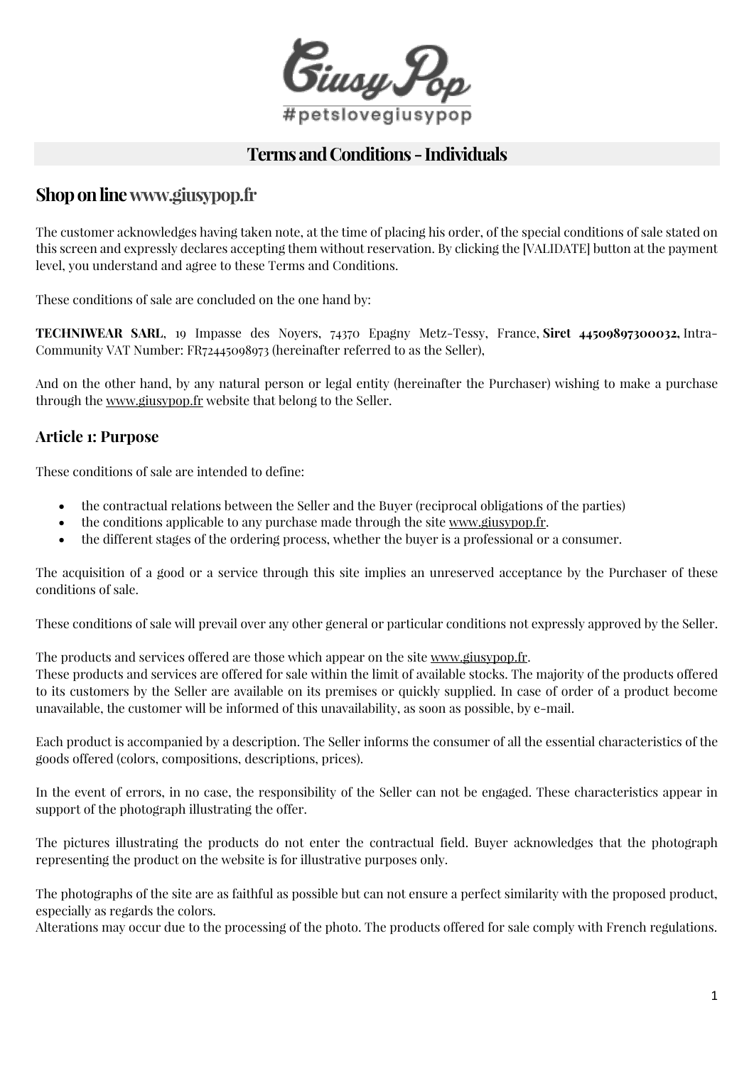Giusy Pop
#petslovegiusypop

# Terms and Conditions - Individuals

## Shop on line www.giusypop.fr

The customer acknowledges having taken note, at the time of placing his order, of the special conditions of sale stated on this screen and expressly declares accepting them without reservation. By clicking the [VALIDATE] button at the payment level, you understand and agree to these Terms and Conditions.

These conditions of sale are concluded on the one hand by:

**TECHNIWEAR SARL**, 19 Impasse des Noyers, 74370 Epagny Metz-Tessy, France, **Siret 44509897300032,** Intra-Community VAT Number: FR72445098973 (hereinafter referred to as the Seller),

And on the other hand, by any natural person or legal entity (hereinafter the Purchaser) wishing to make a purchase through the www.giusypop.fr website that belong to the Seller.

### Article 1: Purpose

These conditions of sale are intended to define:

- the contractual relations between the Seller and the Buyer (reciprocal obligations of the parties)
- the conditions applicable to any purchase made through the site www.giusypop.fr.
- the different stages of the ordering process, whether the buyer is a professional or a consumer.

The acquisition of a good or a service through this site implies an unreserved acceptance by the Purchaser of these conditions of sale.

These conditions of sale will prevail over any other general or particular conditions not expressly approved by the Seller.

The products and services offered are those which appear on the site www.giusypop.fr.
These products and services are offered for sale within the limit of available stocks. The majority of the products offered to its customers by the Seller are available on its premises or quickly supplied. In case of order of a product become unavailable, the customer will be informed of this unavailability, as soon as possible, by e-mail.

Each product is accompanied by a description. The Seller informs the consumer of all the essential characteristics of the goods offered (colors, compositions, descriptions, prices).

In the event of errors, in no case, the responsibility of the Seller can not be engaged. These characteristics appear in support of the photograph illustrating the offer.

The pictures illustrating the products do not enter the contractual field. Buyer acknowledges that the photograph representing the product on the website is for illustrative purposes only.

The photographs of the site are as faithful as possible but can not ensure a perfect similarity with the proposed product, especially as regards the colors.
Alterations may occur due to the processing of the photo. The products offered for sale comply with French regulations.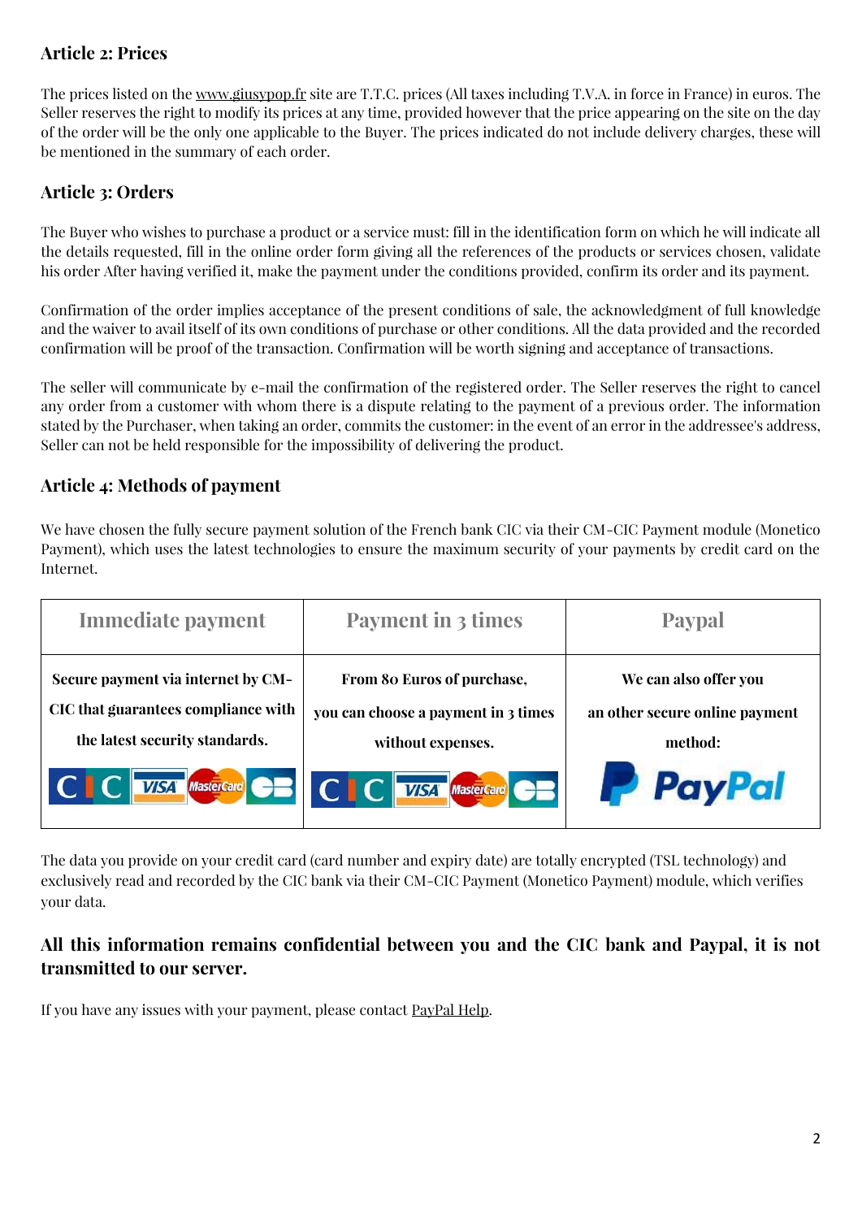### Article 2: Prices

The prices listed on the www.giusypop.fr site are T.T.C. prices (All taxes including T.V.A. in force in France) in euros. The Seller reserves the right to modify its prices at any time, provided however that the price appearing on the site on the day of the order will be the only one applicable to the Buyer. The prices indicated do not include delivery charges, these will be mentioned in the summary of each order.

### Article 3: Orders

The Buyer who wishes to purchase a product or a service must: fill in the identification form on which he will indicate all the details requested, fill in the online order form giving all the references of the products or services chosen, validate his order After having verified it, make the payment under the conditions provided, confirm its order and its payment.

Confirmation of the order implies acceptance of the present conditions of sale, the acknowledgment of full knowledge and the waiver to avail itself of its own conditions of purchase or other conditions. All the data provided and the recorded confirmation will be proof of the transaction. Confirmation will be worth signing and acceptance of transactions.

The seller will communicate by e-mail the confirmation of the registered order. The Seller reserves the right to cancel any order from a customer with whom there is a dispute relating to the payment of a previous order. The information stated by the Purchaser, when taking an order, commits the customer: in the event of an error in the addressee's address, Seller can not be held responsible for the impossibility of delivering the product.

### Article 4: Methods of payment

We have chosen the fully secure payment solution of the French bank CIC via their CM-CIC Payment module (Monetico Payment), which uses the latest technologies to ensure the maximum security of your payments by credit card on the Internet.

| Immediate payment | Payment in 3 times | Paypal |
| --- | --- | --- |
| **Secure payment via internet by CM-CIC that guarantees compliance with the latest security standards.** | **From 80 Euros of purchase, you can choose a payment in 3 times without expenses.** | **We can also offer you an other secure online payment method:** |
| CIC VISA MasterCard CB | CIC VISA MasterCard CB | PayPal |

The data you provide on your credit card (card number and expiry date) are totally encrypted (TSL technology) and exclusively read and recorded by the CIC bank via their CM-CIC Payment (Monetico Payment) module, which verifies your data.

**All this information remains confidential between you and the CIC bank and Paypal, it is not transmitted to our server.**

If you have any issues with your payment, please contact PayPal Help.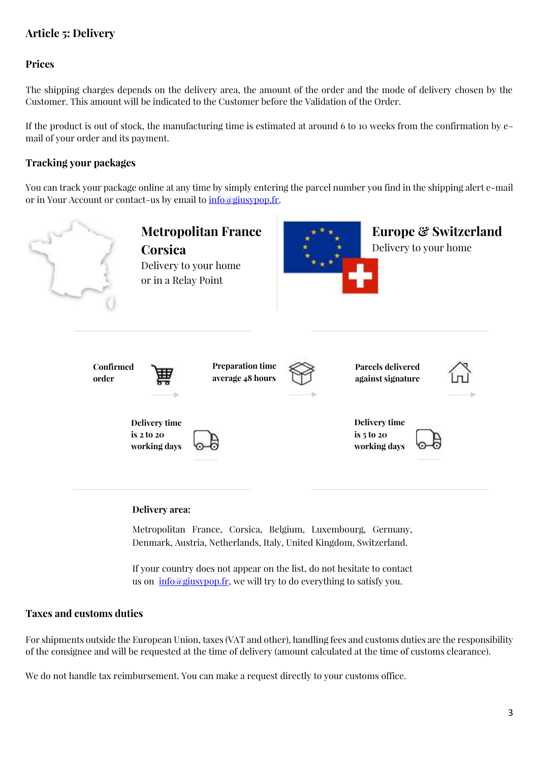## Article 5: Delivery

### Prices

The shipping charges depends on the delivery area, the amount of the order and the mode of delivery chosen by the Customer. This amount will be indicated to the Customer before the Validation of the Order.

If the product is out of stock, the manufacturing time is estimated at around 6 to 10 weeks from the confirmation by e-mail of your order and its payment.

### Tracking your packages

You can track your package online at any time by simply entering the parcel number you find in the shipping alert e-mail or in Your Account or contact-us by email to info@giusypop.fr.

**Metropolitan France**
**Corsica**
Delivery to your home
or in a Relay Point

**Europe & Switzerland**
Delivery to your home

**Confirmed order** → **Preparation time average 48 hours** → **Parcels delivered against signature** →

**Delivery time is 2 to 20 working days** (Metropolitan France, Corsica)

**Delivery time is 5 to 20 working days** (Europe & Switzerland)

**Delivery area:**

Metropolitan France, Corsica, Belgium, Luxembourg, Germany, Denmark, Austria, Netherlands, Italy, United Kingdom, Switzerland.

If your country does not appear on the list, do not hesitate to contact us on info@giusypop.fr, we will try to do everything to satisfy you.

### Taxes and customs duties

For shipments outside the European Union, taxes (VAT and other), handling fees and customs duties are the responsibility of the consignee and will be requested at the time of delivery (amount calculated at the time of customs clearance).

We do not handle tax reimbursement. You can make a request directly to your customs office.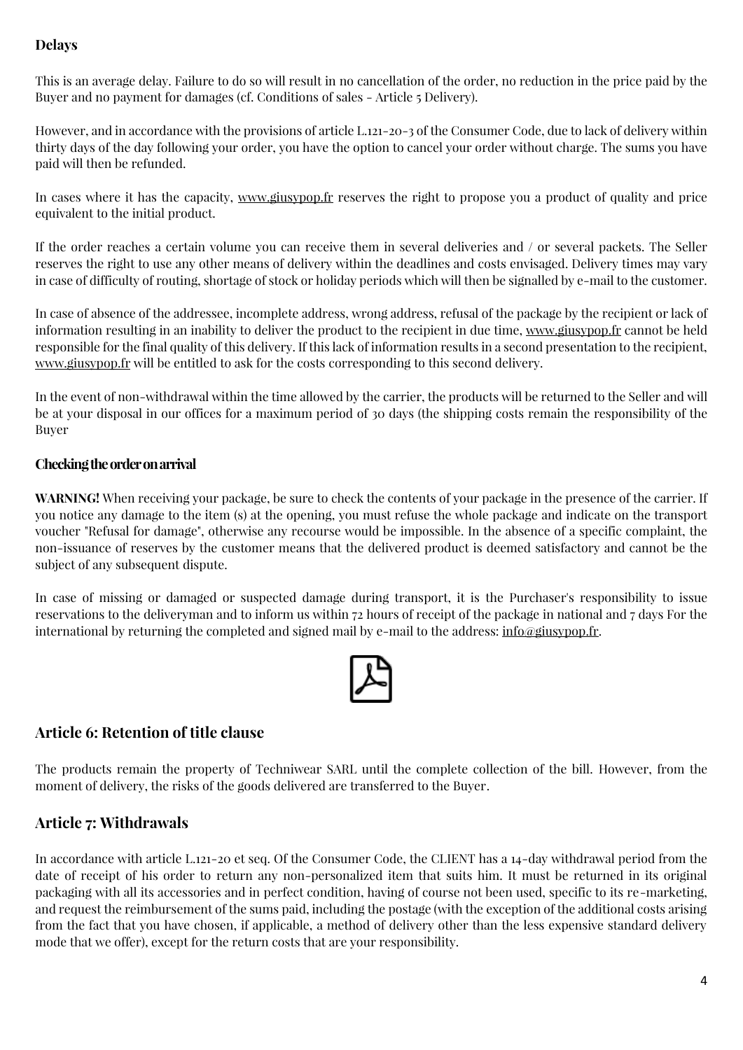### Delays

This is an average delay. Failure to do so will result in no cancellation of the order, no reduction in the price paid by the Buyer and no payment for damages (cf. Conditions of sales - Article 5 Delivery).

However, and in accordance with the provisions of article L.121-20-3 of the Consumer Code, due to lack of delivery within thirty days of the day following your order, you have the option to cancel your order without charge. The sums you have paid will then be refunded.

In cases where it has the capacity, www.giusypop.fr reserves the right to propose you a product of quality and price equivalent to the initial product.

If the order reaches a certain volume you can receive them in several deliveries and / or several packets. The Seller reserves the right to use any other means of delivery within the deadlines and costs envisaged. Delivery times may vary in case of difficulty of routing, shortage of stock or holiday periods which will then be signalled by e-mail to the customer.

In case of absence of the addressee, incomplete address, wrong address, refusal of the package by the recipient or lack of information resulting in an inability to deliver the product to the recipient in due time, www.giusypop.fr cannot be held responsible for the final quality of this delivery. If this lack of information results in a second presentation to the recipient, www.giusypop.fr will be entitled to ask for the costs corresponding to this second delivery.

In the event of non-withdrawal within the time allowed by the carrier, the products will be returned to the Seller and will be at your disposal in our offices for a maximum period of 30 days (the shipping costs remain the responsibility of the Buyer

### Checking the order on arrival

**WARNING!** When receiving your package, be sure to check the contents of your package in the presence of the carrier. If you notice any damage to the item (s) at the opening, you must refuse the whole package and indicate on the transport voucher "Refusal for damage", otherwise any recourse would be impossible. In the absence of a specific complaint, the non-issuance of reserves by the customer means that the delivered product is deemed satisfactory and cannot be the subject of any subsequent dispute.

In case of missing or damaged or suspected damage during transport, it is the Purchaser's responsibility to issue reservations to the deliveryman and to inform us within 72 hours of receipt of the package in national and 7 days For the international by returning the completed and signed mail by e-mail to the address: info@giusypop.fr.

## Article 6: Retention of title clause

The products remain the property of Techniwear SARL until the complete collection of the bill. However, from the moment of delivery, the risks of the goods delivered are transferred to the Buyer.

## Article 7: Withdrawals

In accordance with article L.121-20 et seq. Of the Consumer Code, the CLIENT has a 14-day withdrawal period from the date of receipt of his order to return any non-personalized item that suits him. It must be returned in its original packaging with all its accessories and in perfect condition, having of course not been used, specific to its re-marketing, and request the reimbursement of the sums paid, including the postage (with the exception of the additional costs arising from the fact that you have chosen, if applicable, a method of delivery other than the less expensive standard delivery mode that we offer), except for the return costs that are your responsibility.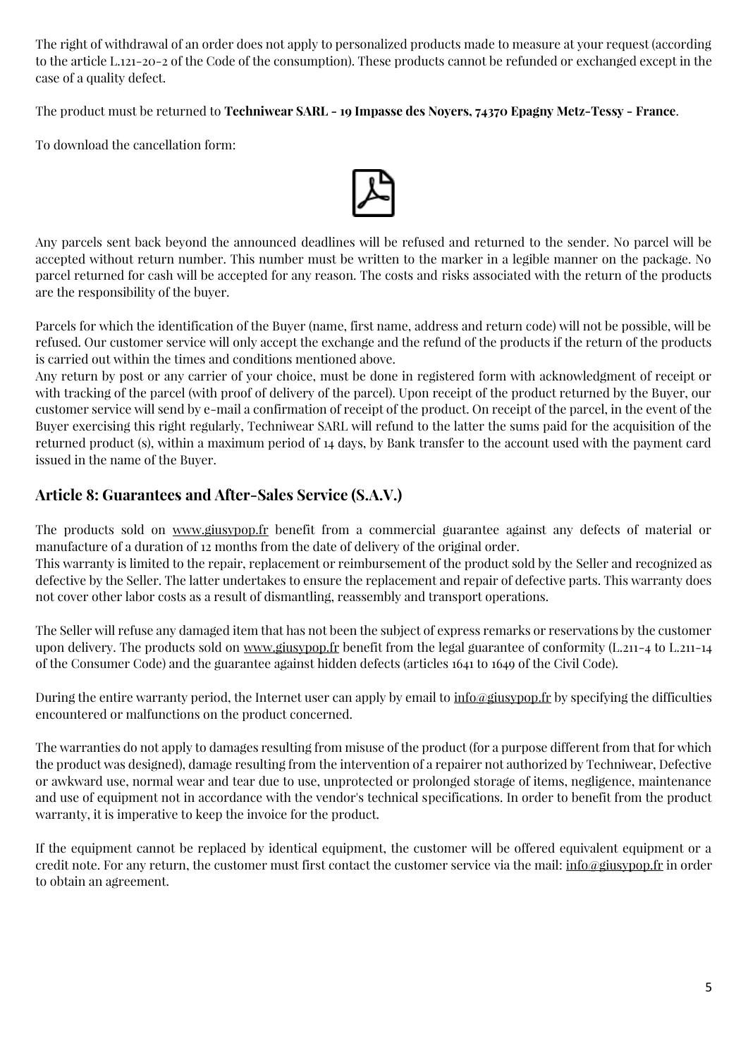The right of withdrawal of an order does not apply to personalized products made to measure at your request (according to the article L.121-20-2 of the Code of the consumption). These products cannot be refunded or exchanged except in the case of a quality defect.

The product must be returned to **Techniwear SARL - 19 Impasse des Noyers, 74370 Epagny Metz-Tessy - France**.

To download the cancellation form:

Any parcels sent back beyond the announced deadlines will be refused and returned to the sender. No parcel will be accepted without return number. This number must be written to the marker in a legible manner on the package. No parcel returned for cash will be accepted for any reason. The costs and risks associated with the return of the products are the responsibility of the buyer.

Parcels for which the identification of the Buyer (name, first name, address and return code) will not be possible, will be refused. Our customer service will only accept the exchange and the refund of the products if the return of the products is carried out within the times and conditions mentioned above.
Any return by post or any carrier of your choice, must be done in registered form with acknowledgment of receipt or with tracking of the parcel (with proof of delivery of the parcel). Upon receipt of the product returned by the Buyer, our customer service will send by e-mail a confirmation of receipt of the product. On receipt of the parcel, in the event of the Buyer exercising this right regularly, Techniwear SARL will refund to the latter the sums paid for the acquisition of the returned product (s), within a maximum period of 14 days, by Bank transfer to the account used with the payment card issued in the name of the Buyer.

## Article 8: Guarantees and After-Sales Service (S.A.V.)

The products sold on www.giusypop.fr benefit from a commercial guarantee against any defects of material or manufacture of a duration of 12 months from the date of delivery of the original order.
This warranty is limited to the repair, replacement or reimbursement of the product sold by the Seller and recognized as defective by the Seller. The latter undertakes to ensure the replacement and repair of defective parts. This warranty does not cover other labor costs as a result of dismantling, reassembly and transport operations.

The Seller will refuse any damaged item that has not been the subject of express remarks or reservations by the customer upon delivery. The products sold on www.giusypop.fr benefit from the legal guarantee of conformity (L.211-4 to L.211-14 of the Consumer Code) and the guarantee against hidden defects (articles 1641 to 1649 of the Civil Code).

During the entire warranty period, the Internet user can apply by email to info@giusypop.fr by specifying the difficulties encountered or malfunctions on the product concerned.

The warranties do not apply to damages resulting from misuse of the product (for a purpose different from that for which the product was designed), damage resulting from the intervention of a repairer not authorized by Techniwear, Defective or awkward use, normal wear and tear due to use, unprotected or prolonged storage of items, negligence, maintenance and use of equipment not in accordance with the vendor's technical specifications. In order to benefit from the product warranty, it is imperative to keep the invoice for the product.

If the equipment cannot be replaced by identical equipment, the customer will be offered equivalent equipment or a credit note. For any return, the customer must first contact the customer service via the mail: info@giusypop.fr in order to obtain an agreement.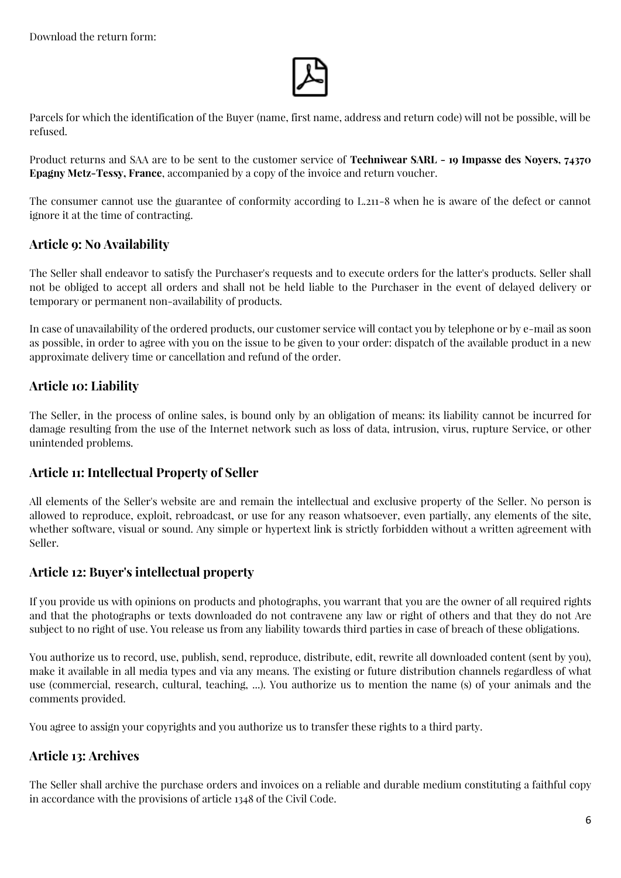Download the return form:

Parcels for which the identification of the Buyer (name, first name, address and return code) will not be possible, will be refused.

Product returns and SAA are to be sent to the customer service of **Techniwear SARL - 19 Impasse des Noyers, 74370 Epagny Metz-Tessy, France**, accompanied by a copy of the invoice and return voucher.

The consumer cannot use the guarantee of conformity according to L.211-8 when he is aware of the defect or cannot ignore it at the time of contracting.

## Article 9: No Availability

The Seller shall endeavor to satisfy the Purchaser's requests and to execute orders for the latter's products. Seller shall not be obliged to accept all orders and shall not be held liable to the Purchaser in the event of delayed delivery or temporary or permanent non-availability of products.

In case of unavailability of the ordered products, our customer service will contact you by telephone or by e-mail as soon as possible, in order to agree with you on the issue to be given to your order: dispatch of the available product in a new approximate delivery time or cancellation and refund of the order.

## Article 10: Liability

The Seller, in the process of online sales, is bound only by an obligation of means: its liability cannot be incurred for damage resulting from the use of the Internet network such as loss of data, intrusion, virus, rupture Service, or other unintended problems.

## Article 11: Intellectual Property of Seller

All elements of the Seller's website are and remain the intellectual and exclusive property of the Seller. No person is allowed to reproduce, exploit, rebroadcast, or use for any reason whatsoever, even partially, any elements of the site, whether software, visual or sound. Any simple or hypertext link is strictly forbidden without a written agreement with Seller.

## Article 12: Buyer's intellectual property

If you provide us with opinions on products and photographs, you warrant that you are the owner of all required rights and that the photographs or texts downloaded do not contravene any law or right of others and that they do not Are subject to no right of use. You release us from any liability towards third parties in case of breach of these obligations.

You authorize us to record, use, publish, send, reproduce, distribute, edit, rewrite all downloaded content (sent by you), make it available in all media types and via any means. The existing or future distribution channels regardless of what use (commercial, research, cultural, teaching, ...). You authorize us to mention the name (s) of your animals and the comments provided.

You agree to assign your copyrights and you authorize us to transfer these rights to a third party.

## Article 13: Archives

The Seller shall archive the purchase orders and invoices on a reliable and durable medium constituting a faithful copy in accordance with the provisions of article 1348 of the Civil Code.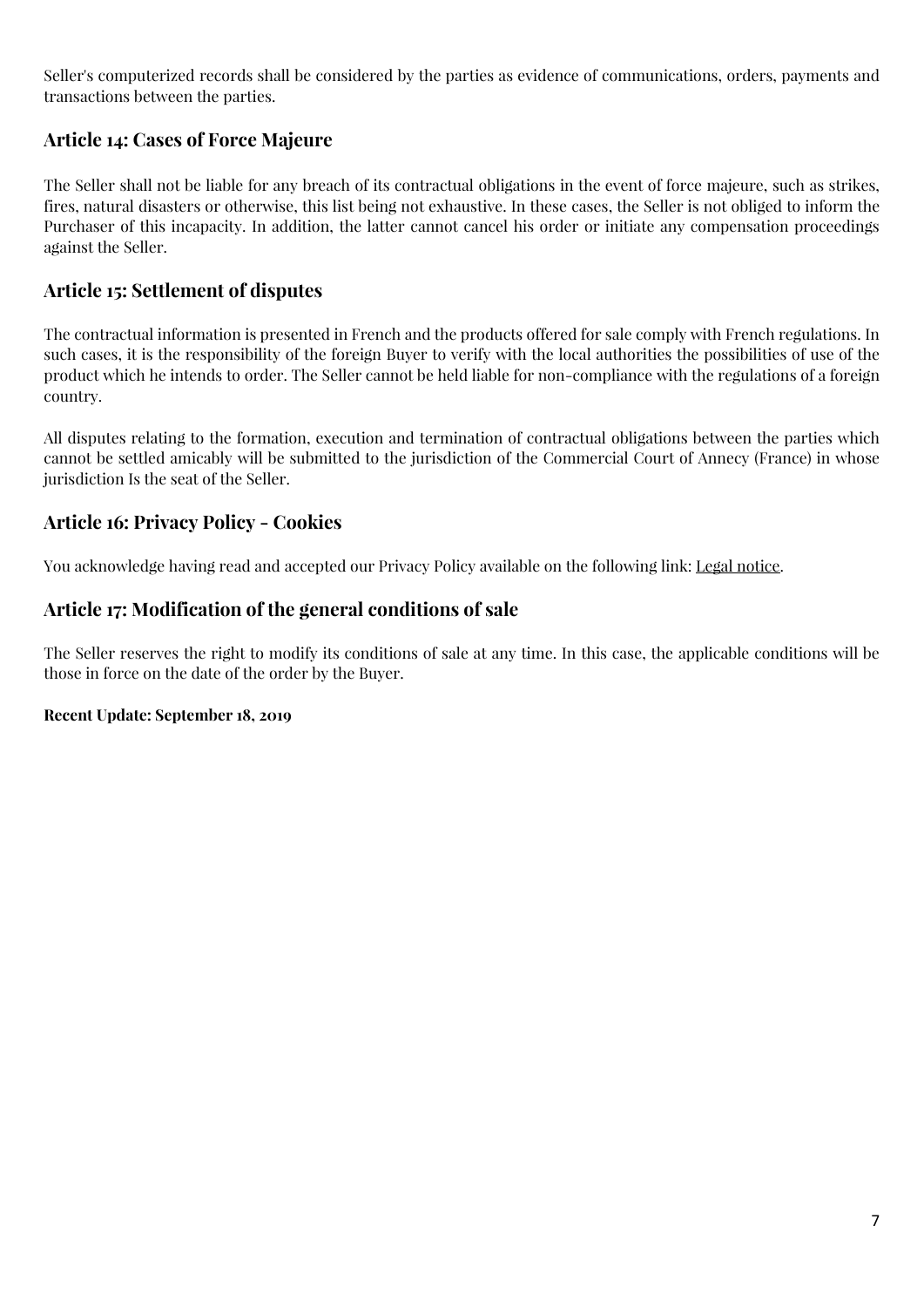Seller's computerized records shall be considered by the parties as evidence of communications, orders, payments and transactions between the parties.

## Article 14: Cases of Force Majeure

The Seller shall not be liable for any breach of its contractual obligations in the event of force majeure, such as strikes, fires, natural disasters or otherwise, this list being not exhaustive. In these cases, the Seller is not obliged to inform the Purchaser of this incapacity. In addition, the latter cannot cancel his order or initiate any compensation proceedings against the Seller.

## Article 15: Settlement of disputes

The contractual information is presented in French and the products offered for sale comply with French regulations. In such cases, it is the responsibility of the foreign Buyer to verify with the local authorities the possibilities of use of the product which he intends to order. The Seller cannot be held liable for non-compliance with the regulations of a foreign country.

All disputes relating to the formation, execution and termination of contractual obligations between the parties which cannot be settled amicably will be submitted to the jurisdiction of the Commercial Court of Annecy (France) in whose jurisdiction Is the seat of the Seller.

## Article 16: Privacy Policy - Cookies

You acknowledge having read and accepted our Privacy Policy available on the following link: Legal notice.

## Article 17: Modification of the general conditions of sale

The Seller reserves the right to modify its conditions of sale at any time. In this case, the applicable conditions will be those in force on the date of the order by the Buyer.

**Recent Update: September 18, 2019**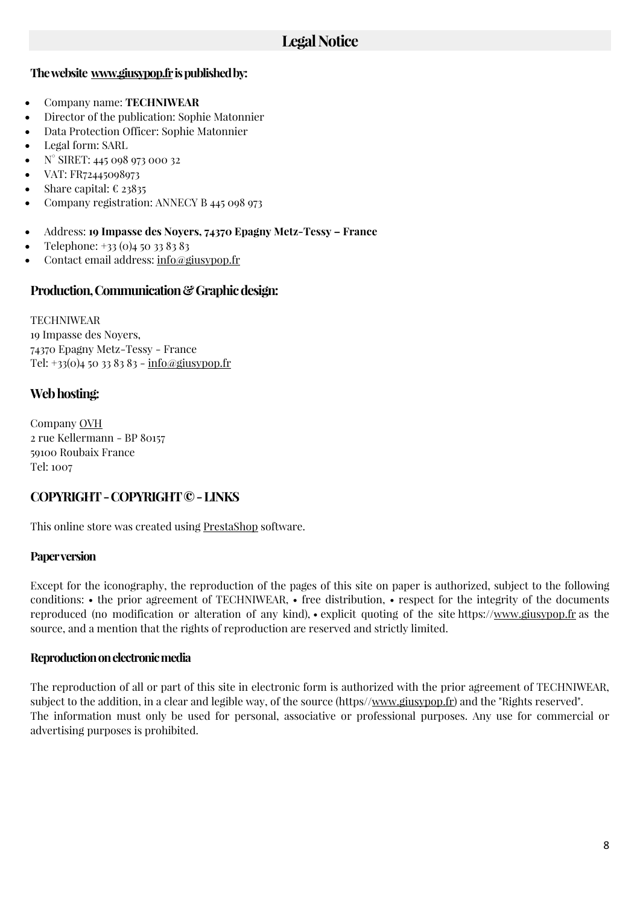# Legal Notice

### The website [www.giusypop.fr](www.giusypop.fr) is published by:

- Company name: **TECHNIWEAR**
- Director of the publication: Sophie Matonnier
- Data Protection Officer: Sophie Matonnier
- Legal form: SARL
- N° SIRET: 445 098 973 000 32
- VAT: FR72445098973
- Share capital: € 23835
- Company registration: ANNECY B 445 098 973

- Address: **19 Impasse des Noyers, 74370 Epagny Metz-Tessy – France**
- Telephone: +33 (0)4 50 33 83 83
- Contact email address: info@giusypop.fr

## Production, Communication & Graphic design:

TECHNIWEAR
19 Impasse des Noyers,
74370 Epagny Metz-Tessy - France
Tel: +33(0)4 50 33 83 83 - info@giusypop.fr

## Web hosting:

Company OVH
2 rue Kellermann - BP 80157
59100 Roubaix France
Tel: 1007

## COPYRIGHT - COPYRIGHT © - LINKS

This online store was created using PrestaShop software.

### Paper version

Except for the iconography, the reproduction of the pages of this site on paper is authorized, subject to the following conditions: • the prior agreement of TECHNIWEAR, • free distribution, • respect for the integrity of the documents reproduced (no modification or alteration of any kind), • explicit quoting of the site https://www.giusypop.fr as the source, and a mention that the rights of reproduction are reserved and strictly limited.

### Reproduction on electronic media

The reproduction of all or part of this site in electronic form is authorized with the prior agreement of TECHNIWEAR, subject to the addition, in a clear and legible way, of the source (https//www.giusypop.fr) and the "Rights reserved".
The information must only be used for personal, associative or professional purposes. Any use for commercial or advertising purposes is prohibited.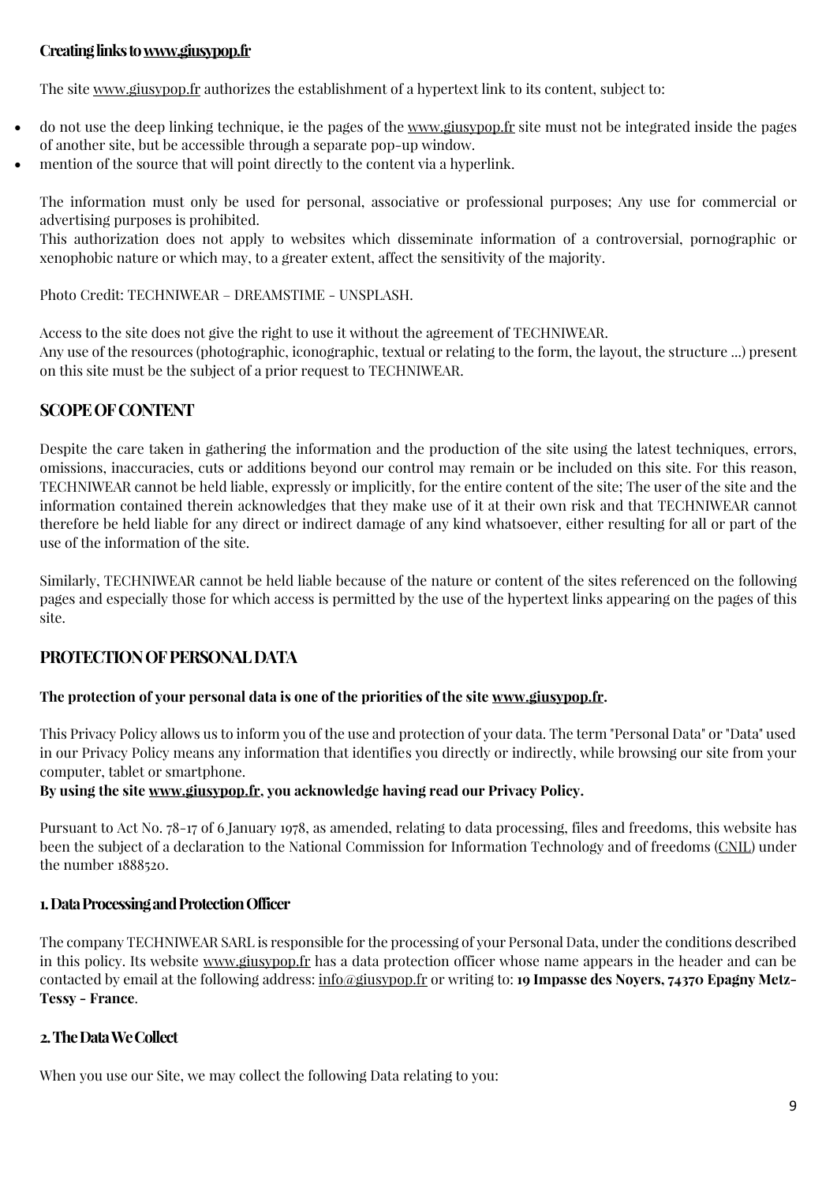### Creating links to www.giusypop.fr

The site www.giusypop.fr authorizes the establishment of a hypertext link to its content, subject to:

- do not use the deep linking technique, ie the pages of the www.giusypop.fr site must not be integrated inside the pages of another site, but be accessible through a separate pop-up window.
- mention of the source that will point directly to the content via a hyperlink.

The information must only be used for personal, associative or professional purposes; Any use for commercial or advertising purposes is prohibited.
This authorization does not apply to websites which disseminate information of a controversial, pornographic or xenophobic nature or which may, to a greater extent, affect the sensitivity of the majority.

Photo Credit: TECHNIWEAR – DREAMSTIME - UNSPLASH.

Access to the site does not give the right to use it without the agreement of TECHNIWEAR.
Any use of the resources (photographic, iconographic, textual or relating to the form, the layout, the structure ...) present on this site must be the subject of a prior request to TECHNIWEAR.

## SCOPE OF CONTENT

Despite the care taken in gathering the information and the production of the site using the latest techniques, errors, omissions, inaccuracies, cuts or additions beyond our control may remain or be included on this site. For this reason, TECHNIWEAR cannot be held liable, expressly or implicitly, for the entire content of the site; The user of the site and the information contained therein acknowledges that they make use of it at their own risk and that TECHNIWEAR cannot therefore be held liable for any direct or indirect damage of any kind whatsoever, either resulting for all or part of the use of the information of the site.

Similarly, TECHNIWEAR cannot be held liable because of the nature or content of the sites referenced on the following pages and especially those for which access is permitted by the use of the hypertext links appearing on the pages of this site.

## PROTECTION OF PERSONAL DATA

**The protection of your personal data is one of the priorities of the site www.giusypop.fr.**

This Privacy Policy allows us to inform you of the use and protection of your data. The term "Personal Data" or "Data" used in our Privacy Policy means any information that identifies you directly or indirectly, while browsing our site from your computer, tablet or smartphone.
**By using the site www.giusypop.fr, you acknowledge having read our Privacy Policy.**

Pursuant to Act No. 78-17 of 6 January 1978, as amended, relating to data processing, files and freedoms, this website has been the subject of a declaration to the National Commission for Information Technology and of freedoms (CNIL) under the number 1888520.

### 1. Data Processing and Protection Officer

The company TECHNIWEAR SARL is responsible for the processing of your Personal Data, under the conditions described in this policy. Its website www.giusypop.fr has a data protection officer whose name appears in the header and can be contacted by email at the following address: info@giusypop.fr or writing to: **19 Impasse des Noyers, 74370 Epagny Metz-Tessy - France**.

### 2. The Data We Collect

When you use our Site, we may collect the following Data relating to you: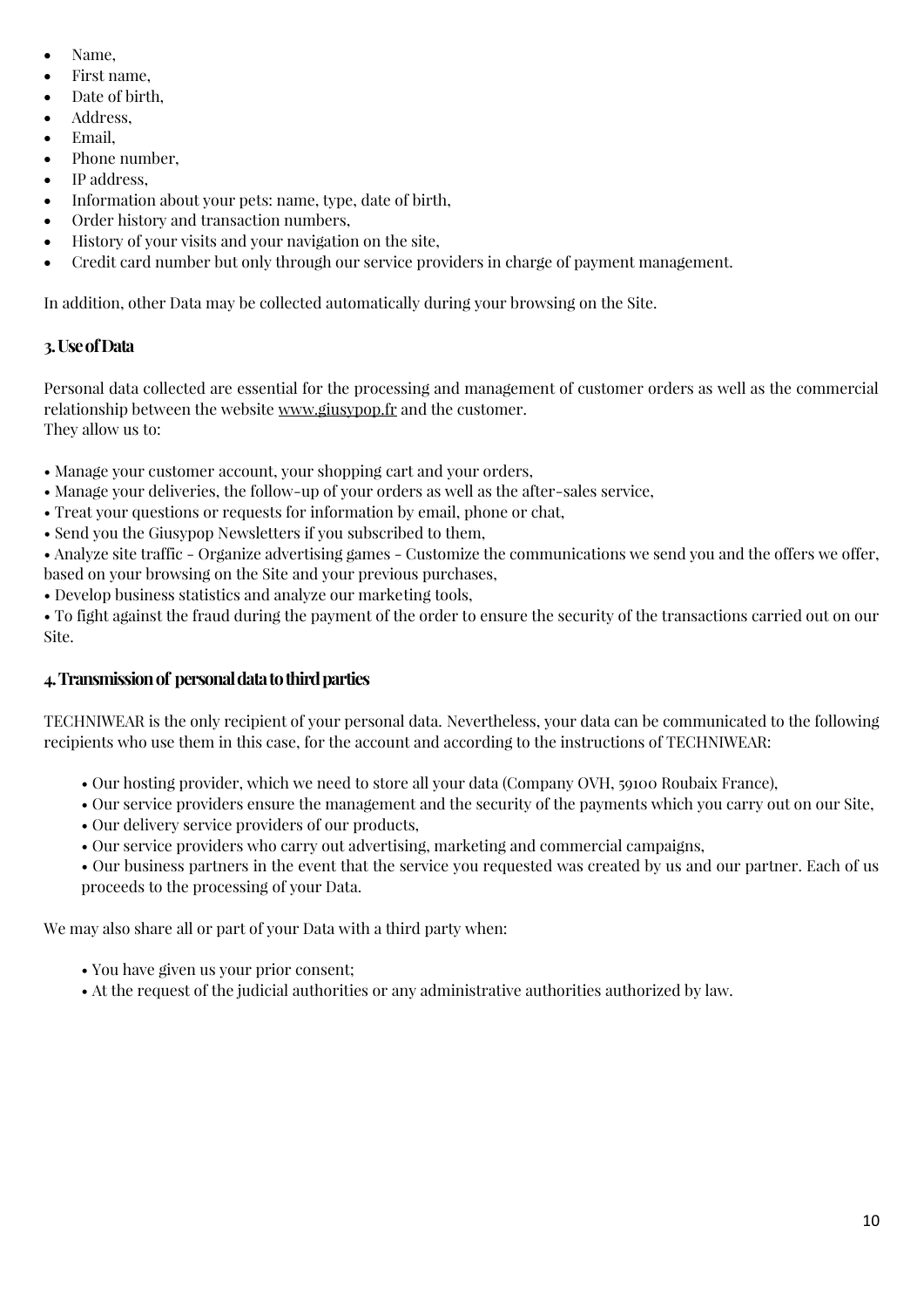- Name,
- First name,
- Date of birth,
- Address,
- Email,
- Phone number,
- IP address,
- Information about your pets: name, type, date of birth,
- Order history and transaction numbers,
- History of your visits and your navigation on the site,
- Credit card number but only through our service providers in charge of payment management.

In addition, other Data may be collected automatically during your browsing on the Site.

### 3. Use of Data

Personal data collected are essential for the processing and management of customer orders as well as the commercial relationship between the website www.giusypop.fr and the customer.
They allow us to:

• Manage your customer account, your shopping cart and your orders,
• Manage your deliveries, the follow-up of your orders as well as the after-sales service,
• Treat your questions or requests for information by email, phone or chat,
• Send you the Giusypop Newsletters if you subscribed to them,
• Analyze site traffic - Organize advertising games - Customize the communications we send you and the offers we offer, based on your browsing on the Site and your previous purchases,
• Develop business statistics and analyze our marketing tools,
• To fight against the fraud during the payment of the order to ensure the security of the transactions carried out on our Site.

### 4. Transmission of personal data to third parties

TECHNIWEAR is the only recipient of your personal data. Nevertheless, your data can be communicated to the following recipients who use them in this case, for the account and according to the instructions of TECHNIWEAR:

• Our hosting provider, which we need to store all your data (Company OVH, 59100 Roubaix France),
• Our service providers ensure the management and the security of the payments which you carry out on our Site,
• Our delivery service providers of our products,
• Our service providers who carry out advertising, marketing and commercial campaigns,
• Our business partners in the event that the service you requested was created by us and our partner. Each of us proceeds to the processing of your Data.

We may also share all or part of your Data with a third party when:

• You have given us your prior consent;
• At the request of the judicial authorities or any administrative authorities authorized by law.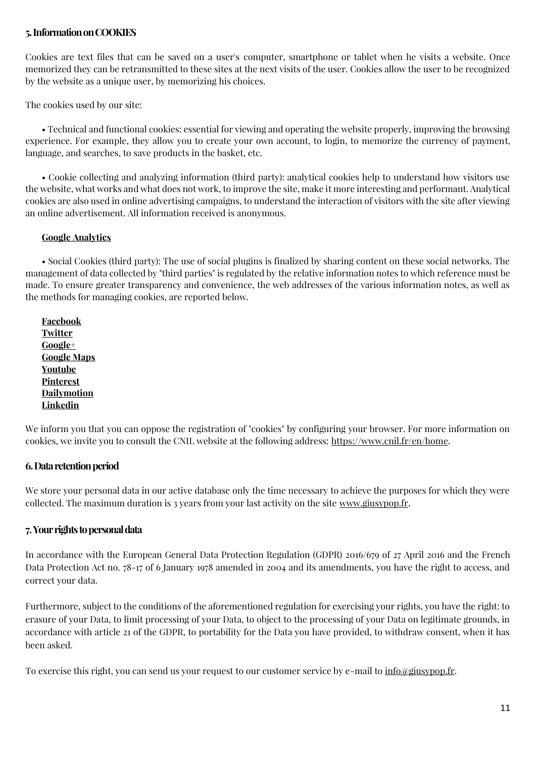## 5. Information on COOKIES

Cookies are text files that can be saved on a user's computer, smartphone or tablet when he visits a website. Once memorized they can be retransmitted to these sites at the next visits of the user. Cookies allow the user to be recognized by the website as a unique user, by memorizing his choices.

The cookies used by our site:

• Technical and functional cookies: essential for viewing and operating the website properly, improving the browsing experience. For example, they allow you to create your own account, to login, to memorize the currency of payment, language, and searches, to save products in the basket, etc.

• Cookie collecting and analyzing information (third party): analytical cookies help to understand how visitors use the website, what works and what does not work, to improve the site, make it more interesting and performant. Analytical cookies are also used in online advertising campaigns, to understand the interaction of visitors with the site after viewing an online advertisement. All information received is anonymous.

**Google Analytics**

• Social Cookies (third party): The use of social plugins is finalized by sharing content on these social networks. The management of data collected by "third parties" is regulated by the relative information notes to which reference must be made. To ensure greater transparency and convenience, the web addresses of the various information notes, as well as the methods for managing cookies, are reported below.

**Facebook**
**Twitter**
**Google+**
**Google Maps**
**Youtube**
**Pinterest**
**Dailymotion**
**Linkedin**

We inform you that you can oppose the registration of "cookies" by configuring your browser. For more information on cookies, we invite you to consult the CNIL website at the following address: https://www.cnil.fr/en/home.

## 6. Data retention period

We store your personal data in our active database only the time necessary to achieve the purposes for which they were collected. The maximum duration is 3 years from your last activity on the site www.giusypop.fr.

## 7. Your rights to personal data

In accordance with the European General Data Protection Regulation (GDPR) 2016/679 of 27 April 2016 and the French Data Protection Act no. 78-17 of 6 January 1978 amended in 2004 and its amendments, you have the right to access, and correct your data.

Furthermore, subject to the conditions of the aforementioned regulation for exercising your rights, you have the right: to erasure of your Data, to limit processing of your Data, to object to the processing of your Data on legitimate grounds, in accordance with article 21 of the GDPR, to portability for the Data you have provided, to withdraw consent, when it has been asked.

To exercise this right, you can send us your request to our customer service by e-mail to info@giusypop.fr.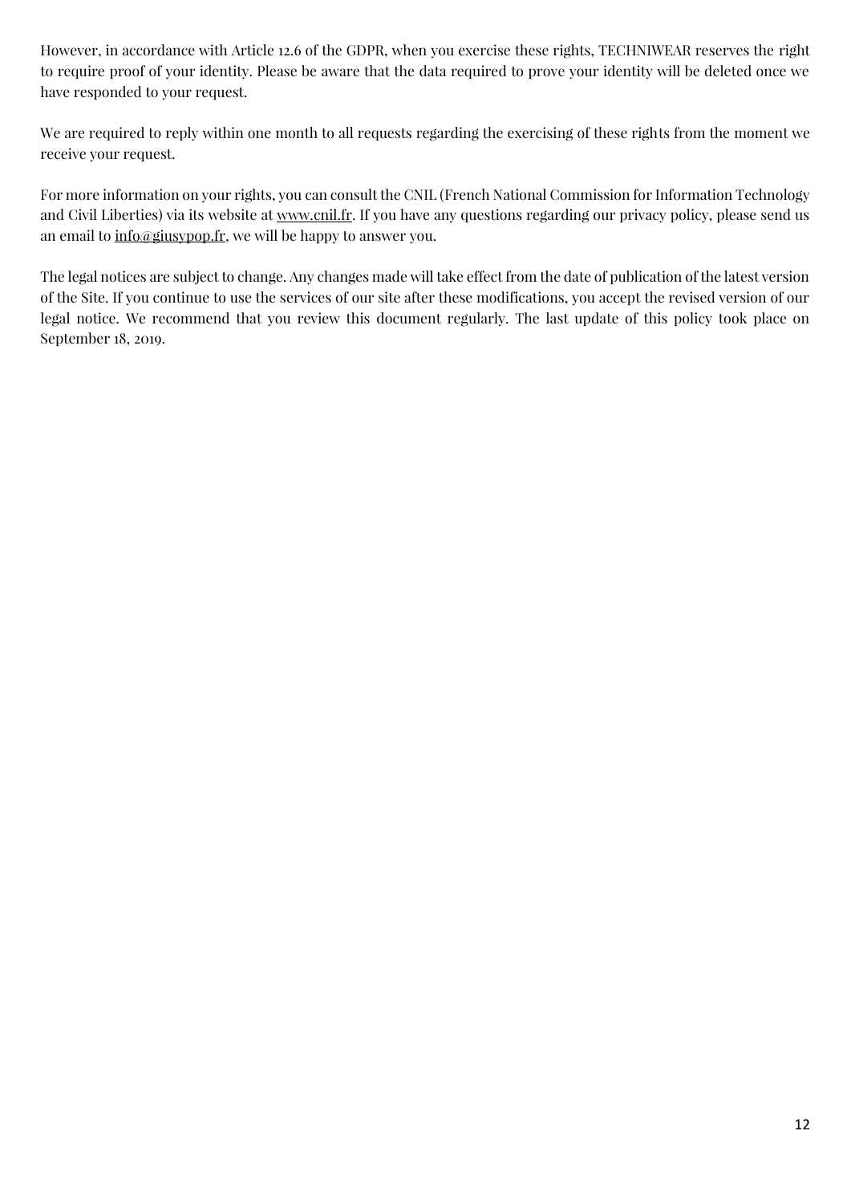However, in accordance with Article 12.6 of the GDPR, when you exercise these rights, TECHNIWEAR reserves the right to require proof of your identity. Please be aware that the data required to prove your identity will be deleted once we have responded to your request.

We are required to reply within one month to all requests regarding the exercising of these rights from the moment we receive your request.

For more information on your rights, you can consult the CNIL (French National Commission for Information Technology and Civil Liberties) via its website at www.cnil.fr. If you have any questions regarding our privacy policy, please send us an email to info@giusypop.fr, we will be happy to answer you.

The legal notices are subject to change. Any changes made will take effect from the date of publication of the latest version of the Site. If you continue to use the services of our site after these modifications, you accept the revised version of our legal notice. We recommend that you review this document regularly. The last update of this policy took place on September 18, 2019.